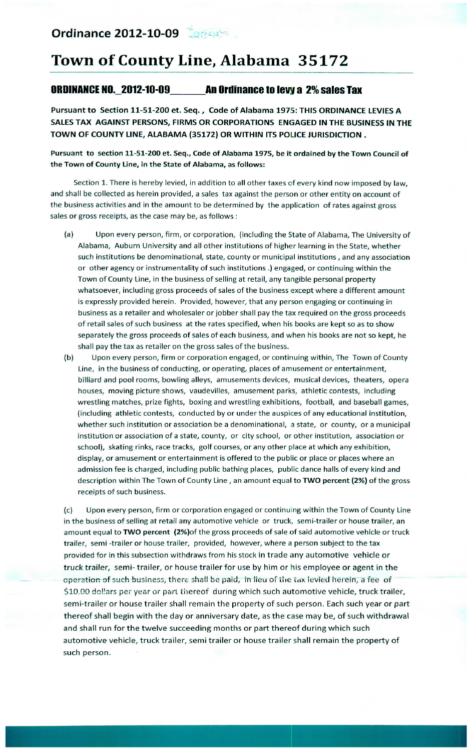Ordinance 2012-10-09

# Town of County Line, Alabama 35172

## ORDINANCE NO. 2012-10-09______ An Ordinance to levy a 2% sales Tax

**Pursuant to Section 11-51-200 et. Seq., Code of Alabama 1975: THIS ORDINANCE LEVIES A SALES TAX AGAINST PERSONS, FIRMS OR CORPORATIONS ENGAGED IN THE BUSINESS IN THE TOWN OF COUNTY LINE, ALABAMA (35172) OR WITHIN ITS POLICE JURISDICTION .**

**Pursuant to section 11-51-200 et. Seq., Code of Alabama 1975, be it ordained by the Town Council of the Town of County Line, in the State of Alabama, as follows:**

Section 1. There is hereby levied, in addition to all other taxes of every kind now imposed by law, and shall be collected as herein provided, a sales tax against the person or other entity on account of the business activities and in the amount to be determined by the application of rates against gross sales or gross receipts, as the case may be, as follows :

(a) Upon every person, firm, or corporation, (including the State of Alabama, The University of Alabama, Auburn University and all other institutions of higher learning in the State, whether such institutions be denominational, state, county or municipal institutions , and any association or other agency or instrumentality of such institutions .) engaged, or continuing within the Town of County Line, in the business of selling at retail, any tangible personal property whatsoever, including gross proceeds of sales of the business except where a different amount is expressly provided herein. Provided, however, that any person engaging or continuing in business as a retailer and wholesaler or jobber shall pay the tax required on the gross proceeds of retail sales of such business at the rates specified, when his books are kept so as to show separately the gross proceeds of sales of each business, and when his books are not so kept, he shall pay the tax as retailer on the gross sales of the business.

(b) Upon every person, firm or corporation engaged, or continuing within, The Town of County Line, in the business of conducting, or operating, places of amusement or entertainment, billiard and pool rooms, bowling alleys, amusements devices, musical devices, theaters, opera houses, moving picture shows, vaudevilles, amusement parks, athletic contests, including wrestling matches, prize fights, boxing and wrestling exhibitions, football, and baseball games, (including athletic contests, conducted by or under the auspices of any educational institution, whether such institution or association be a denominational, a state, or county, or a municipal institution or association of a state, county, or city school, or other institution, association or school), skating rinks, race tracks, golf courses, or any other place at which any exhibition, display, or amusement or entertainment is offered to the public or place or places where an admission fee is charged, including public bathing places, public dance halls of every kind and description within The Town of County Line , an amount equal to **TWO percent (2%)** of the gross receipts of such business.

(c) Upon every person, firm or corporation engaged or continuing within the Town of County Line in the business of selling at retail any automotive vehicle or truck, semi-trailer or house trailer, an amount equal to **TWO percent (2%)** of the gross proceeds of sale of said automotive vehicle or truck trailer, semi -trailer or house trailer, provided, however, where a person subject to the tax provided for in this subsection withdraws from his stock in trade any automotive vehicle or truck trailer, semi- trailer, or house trailer for use by him or his employee or agent in the operation of such business, there shall be paid, in lieu of the tax levied herein, a fee of $10.00 dollars per year or part thereof during which such automotive vehicle, truck trailer, semi-trailer or house trailer shall remain the property of such person. Each such year or part thereof shall begin with the day or anniversary date, as the case may be, of such withdrawal and shall run for the twelve succeeding months or part thereof during which such automotive vehicle, truck trailer, semi trailer or house trailer shall remain the property of such person.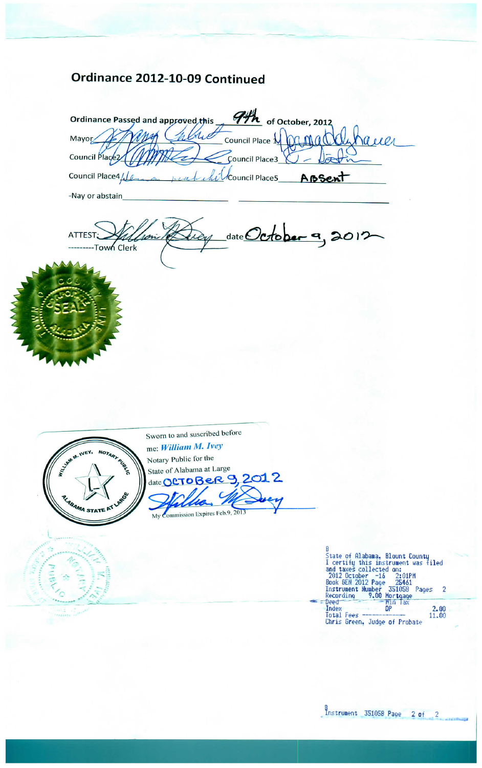## Ordinance 2012-10-09 Continued

Ordinance Passed and approved this 9th of October, 2012

Mayor ______________ Council Place 1 ______________

Council Place2 ______________ Council Place3 ______________

Council Place4 ______________ Council Place5 ABSent

-Nay or abstain ______________ ______________

ATTEST: ______________ date October 9, 2012

---------Town Clerk

COUNTY OF BLOUNT SEAL TOWN ... ALABAMA

Sworn to and suscribed before me: *William M. Ivey*
Notary Public for the
State of Alabama at Large
date OCTOBER 9, 2012

My Commission Expires Feb.9, 2013

WILLIAM M. IVEY, NOTARY PUBLIC ALABAMA STATE AT LARGE

State of Alabama, Blount County
I certify this instrument was filed and taxes collected on:
2012 October -16 2:01PM
Book GEN 2012 Page 25461
Instrument Number 351058 Pages 2
Recording 9.00 Mortgage
Deed Min Tax
Index DP 2.00
Total Fees ------------- 11.00
Chris Green, Judge of Probate

Instrument 351058 Page 2 of 2